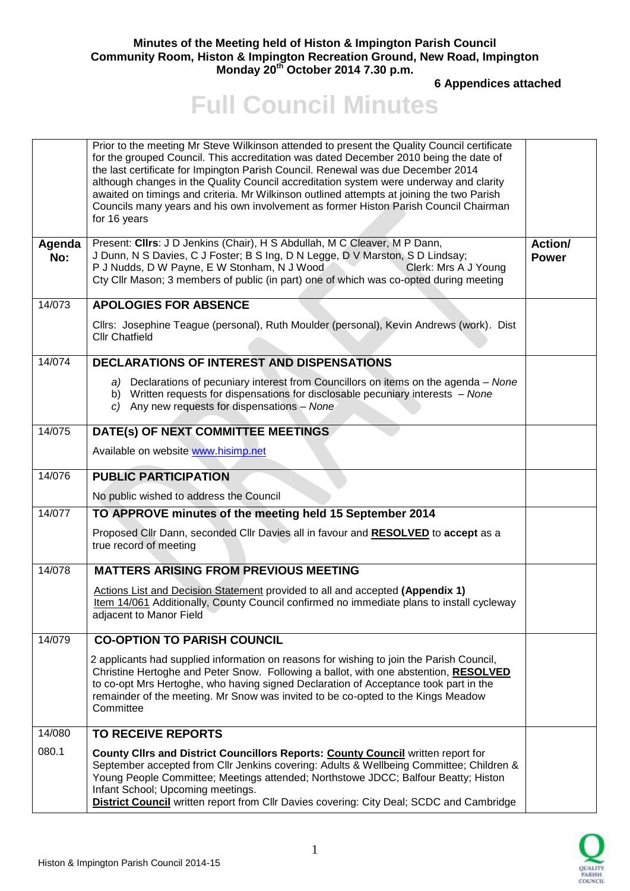**Minutes of the Meeting held of Histon & Impington Parish Council**
**Community Room, Histon & Impington Recreation Ground, New Road, Impington**
**Monday 20th October 2014 7.30 p.m.**

**6 Appendices attached**

# Full Council Minutes

| | | |
|---|---|---|
| | Prior to the meeting Mr Steve Wilkinson attended to present the Quality Council certificate for the grouped Council. This accreditation was dated December 2010 being the date of the last certificate for Impington Parish Council. Renewal was due December 2014 although changes in the Quality Council accreditation system were underway and clarity awaited on timings and criteria. Mr Wilkinson outlined attempts at joining the two Parish Councils many years and his own involvement as former Histon Parish Council Chairman for 16 years | |
| **Agenda No:** | Present: **Cllrs**: J D Jenkins (Chair), H S Abdullah, M C Cleaver, M P Dann, J Dunn, N S Davies, C J Foster; B S Ing, D N Legge, D V Marston, S D Lindsay; P J Nudds, D W Payne, E W Stonham, N J Wood Clerk: Mrs A J Young<br>Cty Cllr Mason; 3 members of public (in part) one of which was co-opted during meeting | **Action/ Power** |
| 14/073 | **APOLOGIES FOR ABSENCE**<br>Cllrs: Josephine Teague (personal), Ruth Moulder (personal), Kevin Andrews (work). Dist Cllr Chatfield | |
| 14/074 | **DECLARATIONS OF INTEREST AND DISPENSATIONS**<br>a) Declarations of pecuniary interest from Councillors on items on the agenda – *None*<br>b) Written requests for dispensations for disclosable pecuniary interests – *None*<br>c) Any new requests for dispensations – *None* | |
| 14/075 | **DATE(s) OF NEXT COMMITTEE MEETINGS**<br>Available on website www.hisimp.net | |
| 14/076 | **PUBLIC PARTICIPATION**<br>No public wished to address the Council | |
| 14/077 | **TO APPROVE minutes of the meeting held 15 September 2014**<br>Proposed Cllr Dann, seconded Cllr Davies all in favour and **RESOLVED** to **accept** as a true record of meeting | |
| 14/078 | **MATTERS ARISING FROM PREVIOUS MEETING**<br>Actions List and Decision Statement provided to all and accepted **(Appendix 1)**<br>Item 14/061 Additionally, County Council confirmed no immediate plans to install cycleway adjacent to Manor Field | |
| 14/079 | **CO-OPTION TO PARISH COUNCIL**<br>2 applicants had supplied information on reasons for wishing to join the Parish Council, Christine Hertoghe and Peter Snow. Following a ballot, with one abstention, **RESOLVED** to co-opt Mrs Hertoghe, who having signed Declaration of Acceptance took part in the remainder of the meeting. Mr Snow was invited to be co-opted to the Kings Meadow Committee | |
| 14/080 | **TO RECEIVE REPORTS** | |
| 080.1 | **County Cllrs and District Councillors Reports: County Council** written report for September accepted from Cllr Jenkins covering: Adults & Wellbeing Committee; Children & Young People Committee; Meetings attended; Northstowe JDCC; Balfour Beatty; Histon Infant School; Upcoming meetings.<br>**District Council** written report from Cllr Davies covering: City Deal; SCDC and Cambridge | |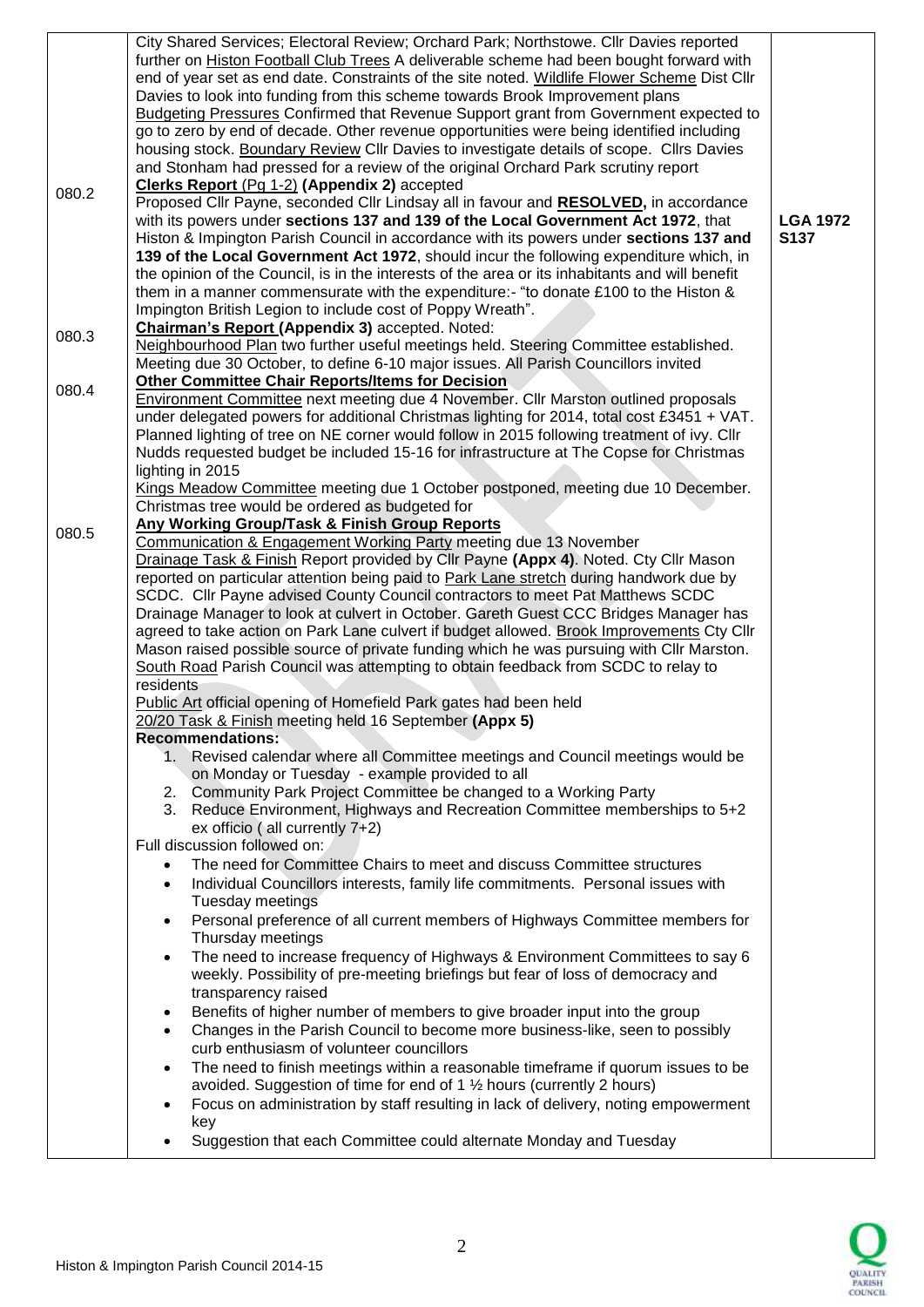| | | |
|---|---|---|
| | City Shared Services; Electoral Review; Orchard Park; Northstowe. Cllr Davies reported further on <u>Histon Football Club Trees</u> A deliverable scheme had been bought forward with end of year set as end date. Constraints of the site noted. <u>Wildlife Flower Scheme</u> Dist Cllr Davies to look into funding from this scheme towards Brook Improvement plans <u>Budgeting Pressures</u> Confirmed that Revenue Support grant from Government expected to go to zero by end of decade. Other revenue opportunities were being identified including housing stock. <u>Boundary Review</u> Cllr Davies to investigate details of scope. Cllrs Davies and Stonham had pressed for a review of the original Orchard Park scrutiny report | |
| 080.2 | **<u>Clerks Report</u>** <u>(Pg 1-2)</u> **(Appendix 2)** accepted<br>Proposed Cllr Payne, seconded Cllr Lindsay all in favour and **<u>RESOLVED</u>,** in accordance with its powers under **sections 137 and 139 of the Local Government Act 1972**, that Histon & Impington Parish Council in accordance with its powers under **sections 137 and 139 of the Local Government Act 1972**, should incur the following expenditure which, in the opinion of the Council, is in the interests of the area or its inhabitants and will benefit them in a manner commensurate with the expenditure:- "to donate £100 to the Histon & Impington British Legion to include cost of Poppy Wreath". | **LGA 1972 S137** |
| 080.3 | **<u>Chairman's Report</u> (Appendix 3)** accepted. Noted:<br><u>Neighbourhood Plan</u> two further useful meetings held. Steering Committee established. Meeting due 30 October, to define 6-10 major issues. All Parish Councillors invited | |
| 080.4 | **<u>Other Committee Chair Reports/Items for Decision</u>**<br><u>Environment Committee</u> next meeting due 4 November. Cllr Marston outlined proposals under delegated powers for additional Christmas lighting for 2014, total cost £3451 + VAT. Planned lighting of tree on NE corner would follow in 2015 following treatment of ivy. Cllr Nudds requested budget be included 15-16 for infrastructure at The Copse for Christmas lighting in 2015<br><u>Kings Meadow Committee</u> meeting due 1 October postponed, meeting due 10 December. Christmas tree would be ordered as budgeted for | |
| 080.5 | **<u>Any Working Group/Task & Finish Group Reports</u>**<br><u>Communication & Engagement Working Party</u> meeting due 13 November<br><u>Drainage Task & Finish</u> Report provided by Cllr Payne **(Appx 4)**. Noted. Cty Cllr Mason reported on particular attention being paid to <u>Park Lane stretch</u> during handwork due by SCDC. Cllr Payne advised County Council contractors to meet Pat Matthews SCDC Drainage Manager to look at culvert in October. Gareth Guest CCC Bridges Manager has agreed to take action on Park Lane culvert if budget allowed. <u>Brook Improvements</u> Cty Cllr Mason raised possible source of private funding which he was pursuing with Cllr Marston. <u>South Road</u> Parish Council was attempting to obtain feedback from SCDC to relay to residents<br><u>Public Art</u> official opening of Homefield Park gates had been held<br><u>20/20 Task & Finish</u> meeting held 16 September **(Appx 5)**<br>**Recommendations:**<br>1. Revised calendar where all Committee meetings and Council meetings would be on Monday or Tuesday - example provided to all<br>2. Community Park Project Committee be changed to a Working Party<br>3. Reduce Environment, Highways and Recreation Committee memberships to 5+2 ex officio ( all currently 7+2)<br>Full discussion followed on:<br>• The need for Committee Chairs to meet and discuss Committee structures<br>• Individual Councillors interests, family life commitments. Personal issues with Tuesday meetings<br>• Personal preference of all current members of Highways Committee members for Thursday meetings<br>• The need to increase frequency of Highways & Environment Committees to say 6 weekly. Possibility of pre-meeting briefings but fear of loss of democracy and transparency raised<br>• Benefits of higher number of members to give broader input into the group<br>• Changes in the Parish Council to become more business-like, seen to possibly curb enthusiasm of volunteer councillors<br>• The need to finish meetings within a reasonable timeframe if quorum issues to be avoided. Suggestion of time for end of 1 ½ hours (currently 2 hours)<br>• Focus on administration by staff resulting in lack of delivery, noting empowerment key<br>• Suggestion that each Committee could alternate Monday and Tuesday | |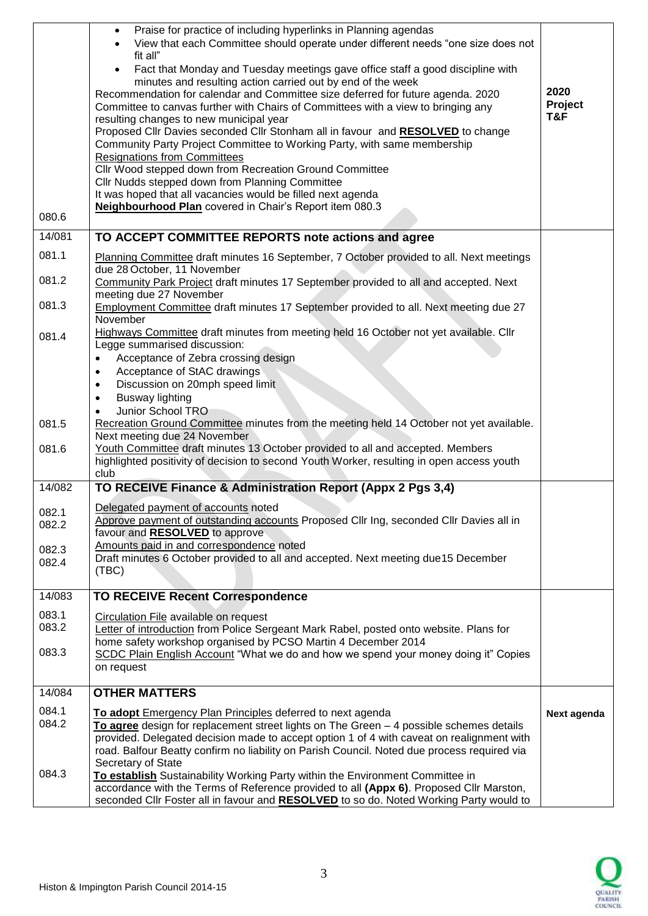| | | |
|---|---|---|
| 080.6 | • Praise for practice of including hyperlinks in Planning agendas<br>• View that each Committee should operate under different needs "one size does not fit all"<br>• Fact that Monday and Tuesday meetings gave office staff a good discipline with minutes and resulting action carried out by end of the week<br>Recommendation for calendar and Committee size deferred for future agenda. 2020 Committee to canvas further with Chairs of Committees with a view to bringing any resulting changes to new municipal year<br>Proposed Cllr Davies seconded Cllr Stonham all in favour and **RESOLVED** to change Community Party Project Committee to Working Party, with same membership<br>Resignations from Committees<br>Cllr Wood stepped down from Recreation Ground Committee<br>Cllr Nudds stepped down from Planning Committee<br>It was hoped that all vacancies would be filled next agenda<br>**Neighbourhood Plan** covered in Chair's Report item 080.3 | **2020 Project T&F** |
| **14/081** | **TO ACCEPT COMMITTEE REPORTS note actions and agree** | |
| 081.1 | Planning Committee draft minutes 16 September, 7 October provided to all. Next meetings due 28 October, 11 November | |
| 081.2 | Community Park Project draft minutes 17 September provided to all and accepted. Next meeting due 27 November | |
| 081.3 | Employment Committee draft minutes 17 September provided to all. Next meeting due 27 November | |
| 081.4 | Highways Committee draft minutes from meeting held 16 October not yet available. Cllr Legge summarised discussion:<br>• Acceptance of Zebra crossing design<br>• Acceptance of StAC drawings<br>• Discussion on 20mph speed limit<br>• Busway lighting<br>• Junior School TRO | |
| 081.5 | Recreation Ground Committee minutes from the meeting held 14 October not yet available. Next meeting due 24 November | |
| 081.6 | Youth Committee draft minutes 13 October provided to all and accepted. Members highlighted positivity of decision to second Youth Worker, resulting in open access youth club | |
| **14/082** | **TO RECEIVE Finance & Administration Report (Appx 2 Pgs 3,4)** | |
| 082.1 | Delegated payment of accounts noted | |
| 082.2 | Approve payment of outstanding accounts Proposed Cllr Ing, seconded Cllr Davies all in favour and **RESOLVED** to approve | |
| 082.3 | Amounts paid in and correspondence noted | |
| 082.4 | Draft minutes 6 October provided to all and accepted. Next meeting due15 December (TBC) | |
| **14/083** | **TO RECEIVE Recent Correspondence** | |
| 083.1 | Circulation File available on request | |
| 083.2 | Letter of introduction from Police Sergeant Mark Rabel, posted onto website. Plans for home safety workshop organised by PCSO Martin 4 December 2014 | |
| 083.3 | SCDC Plain English Account "What we do and how we spend your money doing it" Copies on request | |
| **14/084** | **OTHER MATTERS** | |
| 084.1 | **To adopt** Emergency Plan Principles deferred to next agenda | **Next agenda** |
| 084.2 | **To agree** design for replacement street lights on The Green – 4 possible schemes details provided. Delegated decision made to accept option 1 of 4 with caveat on realignment with road. Balfour Beatty confirm no liability on Parish Council. Noted due process required via Secretary of State | |
| 084.3 | **To establish** Sustainability Working Party within the Environment Committee in accordance with the Terms of Reference provided to all **(Appx 6)**. Proposed Cllr Marston, seconded Cllr Foster all in favour and **RESOLVED** to so do. Noted Working Party would to | |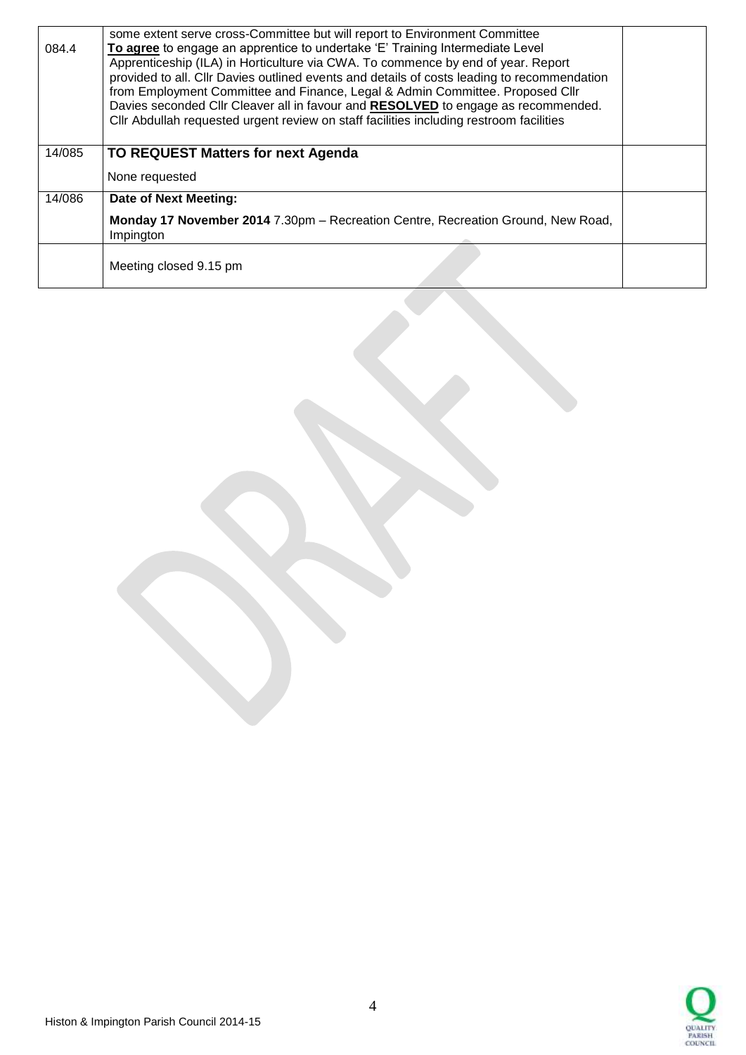| | | |
|---|---|---|
| 084.4 | some extent serve cross-Committee but will report to Environment Committee<br>**To agree** to engage an apprentice to undertake 'E' Training Intermediate Level Apprenticeship (ILA) in Horticulture via CWA. To commence by end of year. Report provided to all. Cllr Davies outlined events and details of costs leading to recommendation from Employment Committee and Finance, Legal & Admin Committee. Proposed Cllr Davies seconded Cllr Cleaver all in favour and **RESOLVED** to engage as recommended. Cllr Abdullah requested urgent review on staff facilities including restroom facilities | |
| 14/085 | **TO REQUEST Matters for next Agenda**<br>None requested | |
| 14/086 | **Date of Next Meeting:**<br>**Monday 17 November 2014** 7.30pm – Recreation Centre, Recreation Ground, New Road, Impington | |
| | Meeting closed 9.15 pm | |

DRAFT